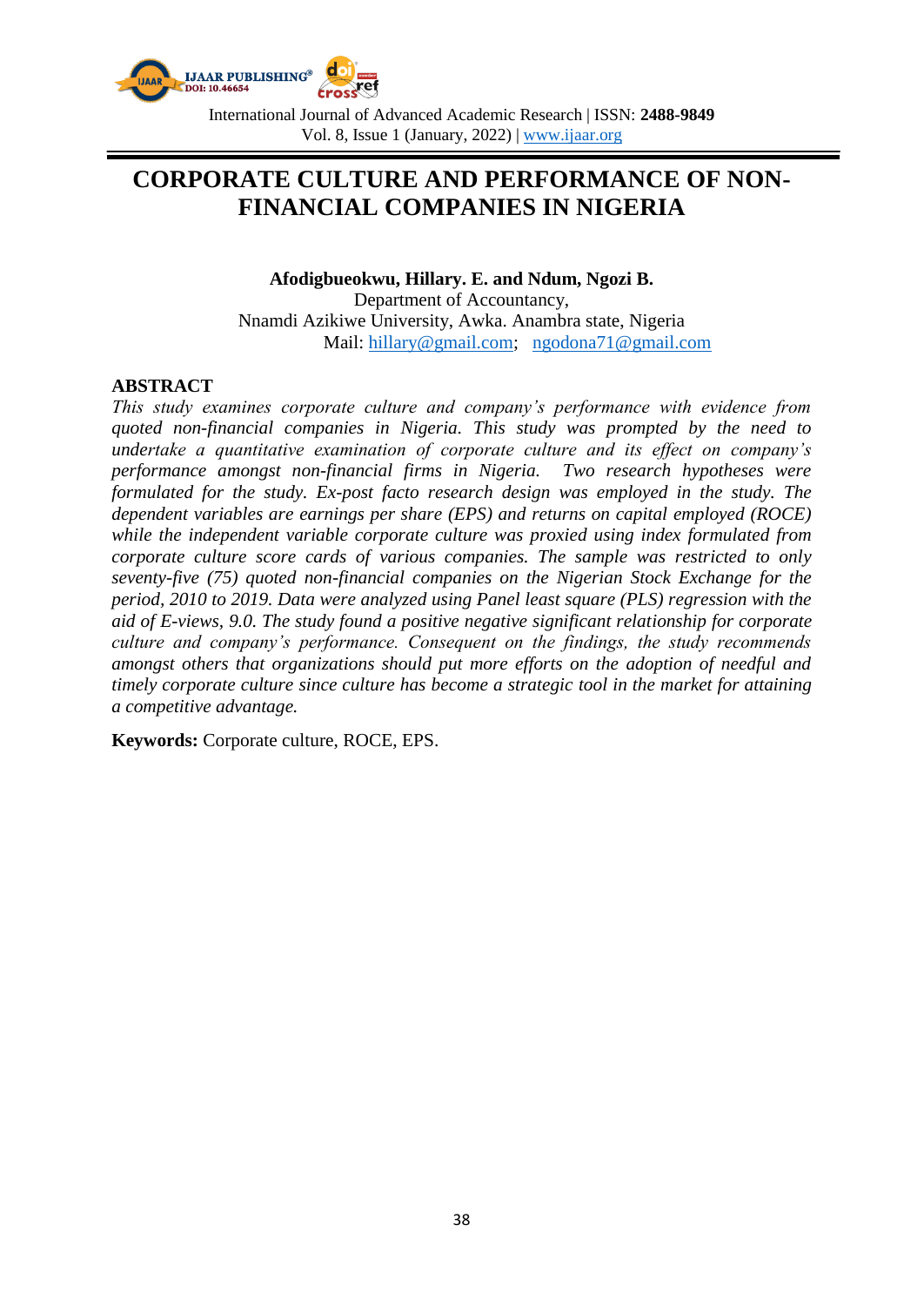# CORPORATE CULTURE AND PERFORMANCE OF NON-FINANCIAL COMPANIES IN NIGERIA

**Afodigbueokwu, Hillary. E. and Ndum, Ngozi B.**

Department of Accountancy,
Nnamdi Azikiwe University, Awka. Anambra state, Nigeria
Mail: hillary@gmail.com; ngodona71@gmail.com

## ABSTRACT

*This study examines corporate culture and company's performance with evidence from quoted non-financial companies in Nigeria. This study was prompted by the need to undertake a quantitative examination of corporate culture and its effect on company's performance amongst non-financial firms in Nigeria. Two research hypotheses were formulated for the study. Ex-post facto research design was employed in the study. The dependent variables are earnings per share (EPS) and returns on capital employed (ROCE) while the independent variable corporate culture was proxied using index formulated from corporate culture score cards of various companies. The sample was restricted to only seventy-five (75) quoted non-financial companies on the Nigerian Stock Exchange for the period, 2010 to 2019. Data were analyzed using Panel least square (PLS) regression with the aid of E-views, 9.0. The study found a positive negative significant relationship for corporate culture and company's performance. Consequent on the findings, the study recommends amongst others that organizations should put more efforts on the adoption of needful and timely corporate culture since culture has become a strategic tool in the market for attaining a competitive advantage.*

**Keywords:** Corporate culture, ROCE, EPS.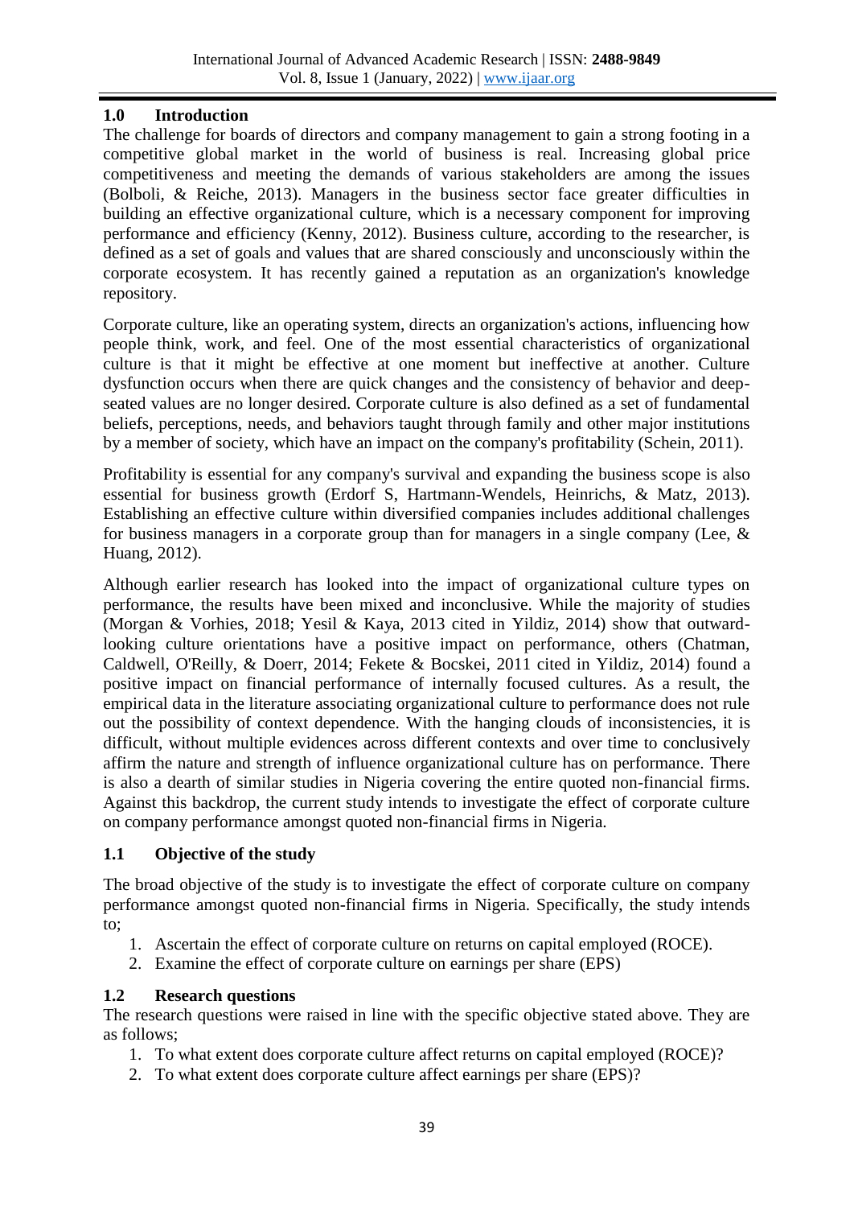## 1.0 Introduction

The challenge for boards of directors and company management to gain a strong footing in a competitive global market in the world of business is real. Increasing global price competitiveness and meeting the demands of various stakeholders are among the issues (Bolboli, & Reiche, 2013). Managers in the business sector face greater difficulties in building an effective organizational culture, which is a necessary component for improving performance and efficiency (Kenny, 2012). Business culture, according to the researcher, is defined as a set of goals and values that are shared consciously and unconsciously within the corporate ecosystem. It has recently gained a reputation as an organization's knowledge repository.

Corporate culture, like an operating system, directs an organization's actions, influencing how people think, work, and feel. One of the most essential characteristics of organizational culture is that it might be effective at one moment but ineffective at another. Culture dysfunction occurs when there are quick changes and the consistency of behavior and deep-seated values are no longer desired. Corporate culture is also defined as a set of fundamental beliefs, perceptions, needs, and behaviors taught through family and other major institutions by a member of society, which have an impact on the company's profitability (Schein, 2011).

Profitability is essential for any company's survival and expanding the business scope is also essential for business growth (Erdorf S, Hartmann-Wendels, Heinrichs, & Matz, 2013). Establishing an effective culture within diversified companies includes additional challenges for business managers in a corporate group than for managers in a single company (Lee, & Huang, 2012).

Although earlier research has looked into the impact of organizational culture types on performance, the results have been mixed and inconclusive. While the majority of studies (Morgan & Vorhies, 2018; Yesil & Kaya, 2013 cited in Yildiz, 2014) show that outward-looking culture orientations have a positive impact on performance, others (Chatman, Caldwell, O'Reilly, & Doerr, 2014; Fekete & Bocskei, 2011 cited in Yildiz, 2014) found a positive impact on financial performance of internally focused cultures. As a result, the empirical data in the literature associating organizational culture to performance does not rule out the possibility of context dependence. With the hanging clouds of inconsistencies, it is difficult, without multiple evidences across different contexts and over time to conclusively affirm the nature and strength of influence organizational culture has on performance. There is also a dearth of similar studies in Nigeria covering the entire quoted non-financial firms. Against this backdrop, the current study intends to investigate the effect of corporate culture on company performance amongst quoted non-financial firms in Nigeria.

## 1.1 Objective of the study

The broad objective of the study is to investigate the effect of corporate culture on company performance amongst quoted non-financial firms in Nigeria. Specifically, the study intends to;

1. Ascertain the effect of corporate culture on returns on capital employed (ROCE).
2. Examine the effect of corporate culture on earnings per share (EPS)

## 1.2 Research questions

The research questions were raised in line with the specific objective stated above. They are as follows;

1. To what extent does corporate culture affect returns on capital employed (ROCE)?
2. To what extent does corporate culture affect earnings per share (EPS)?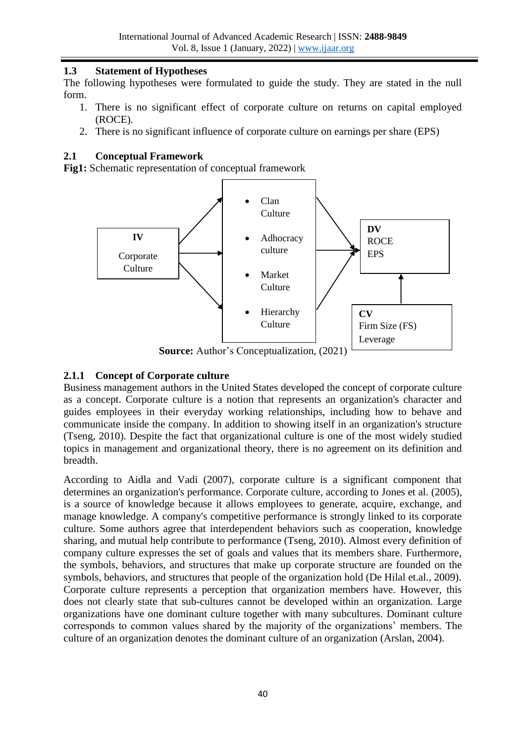### 1.3 Statement of Hypotheses

The following hypotheses were formulated to guide the study. They are stated in the null form.

1. There is no significant effect of corporate culture on returns on capital employed (ROCE).
2. There is no significant influence of corporate culture on earnings per share (EPS)

## 2.1 Conceptual Framework

**Fig1:** Schematic representation of conceptual framework

**IV**
Corporate Culture

- Clan Culture
- Adhocracy culture
- Market Culture
- Hierarchy Culture

**DV**
ROCE
EPS

**CV**
Firm Size (FS)
Leverage

**Source:** Author's Conceptualization, (2021)

### 2.1.1 Concept of Corporate culture

Business management authors in the United States developed the concept of corporate culture as a concept. Corporate culture is a notion that represents an organization's character and guides employees in their everyday working relationships, including how to behave and communicate inside the company. In addition to showing itself in an organization's structure (Tseng, 2010). Despite the fact that organizational culture is one of the most widely studied topics in management and organizational theory, there is no agreement on its definition and breadth.

According to Aidla and Vadi (2007), corporate culture is a significant component that determines an organization's performance. Corporate culture, according to Jones et al. (2005), is a source of knowledge because it allows employees to generate, acquire, exchange, and manage knowledge. A company's competitive performance is strongly linked to its corporate culture. Some authors agree that interdependent behaviors such as cooperation, knowledge sharing, and mutual help contribute to performance (Tseng, 2010). Almost every definition of company culture expresses the set of goals and values that its members share. Furthermore, the symbols, behaviors, and structures that make up corporate structure are founded on the symbols, behaviors, and structures that people of the organization hold (De Hilal et.al., 2009). Corporate culture represents a perception that organization members have. However, this does not clearly state that sub-cultures cannot be developed within an organization. Large organizations have one dominant culture together with many subcultures. Dominant culture corresponds to common values shared by the majority of the organizations' members. The culture of an organization denotes the dominant culture of an organization (Arslan, 2004).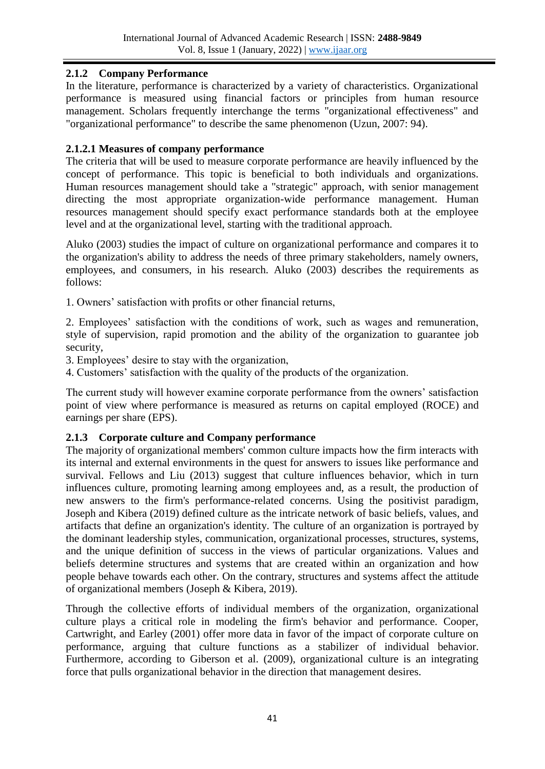### 2.1.2 Company Performance

In the literature, performance is characterized by a variety of characteristics. Organizational performance is measured using financial factors or principles from human resource management. Scholars frequently interchange the terms "organizational effectiveness" and "organizational performance" to describe the same phenomenon (Uzun, 2007: 94).

#### 2.1.2.1 Measures of company performance

The criteria that will be used to measure corporate performance are heavily influenced by the concept of performance. This topic is beneficial to both individuals and organizations. Human resources management should take a "strategic" approach, with senior management directing the most appropriate organization-wide performance management. Human resources management should specify exact performance standards both at the employee level and at the organizational level, starting with the traditional approach.

Aluko (2003) studies the impact of culture on organizational performance and compares it to the organization's ability to address the needs of three primary stakeholders, namely owners, employees, and consumers, in his research. Aluko (2003) describes the requirements as follows:

1. Owners' satisfaction with profits or other financial returns,
2. Employees' satisfaction with the conditions of work, such as wages and remuneration, style of supervision, rapid promotion and the ability of the organization to guarantee job security,
3. Employees' desire to stay with the organization,
4. Customers' satisfaction with the quality of the products of the organization.

The current study will however examine corporate performance from the owners' satisfaction point of view where performance is measured as returns on capital employed (ROCE) and earnings per share (EPS).

### 2.1.3 Corporate culture and Company performance

The majority of organizational members' common culture impacts how the firm interacts with its internal and external environments in the quest for answers to issues like performance and survival. Fellows and Liu (2013) suggest that culture influences behavior, which in turn influences culture, promoting learning among employees and, as a result, the production of new answers to the firm's performance-related concerns. Using the positivist paradigm, Joseph and Kibera (2019) defined culture as the intricate network of basic beliefs, values, and artifacts that define an organization's identity. The culture of an organization is portrayed by the dominant leadership styles, communication, organizational processes, structures, systems, and the unique definition of success in the views of particular organizations. Values and beliefs determine structures and systems that are created within an organization and how people behave towards each other. On the contrary, structures and systems affect the attitude of organizational members (Joseph & Kibera, 2019).

Through the collective efforts of individual members of the organization, organizational culture plays a critical role in modeling the firm's behavior and performance. Cooper, Cartwright, and Earley (2001) offer more data in favor of the impact of corporate culture on performance, arguing that culture functions as a stabilizer of individual behavior. Furthermore, according to Giberson et al. (2009), organizational culture is an integrating force that pulls organizational behavior in the direction that management desires.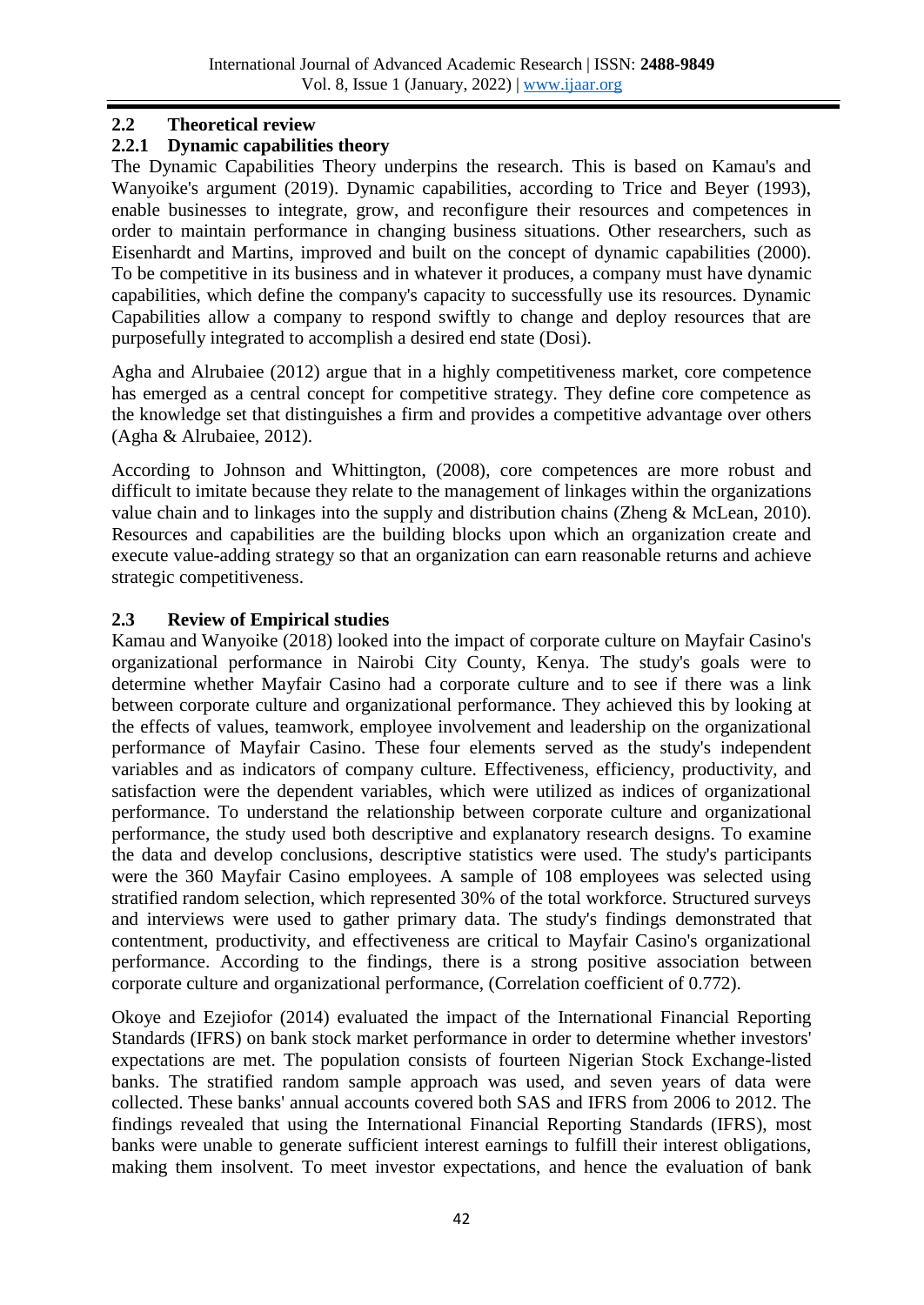## 2.2 Theoretical review

### 2.2.1 Dynamic capabilities theory

The Dynamic Capabilities Theory underpins the research. This is based on Kamau's and Wanyoike's argument (2019). Dynamic capabilities, according to Trice and Beyer (1993), enable businesses to integrate, grow, and reconfigure their resources and competences in order to maintain performance in changing business situations. Other researchers, such as Eisenhardt and Martins, improved and built on the concept of dynamic capabilities (2000). To be competitive in its business and in whatever it produces, a company must have dynamic capabilities, which define the company's capacity to successfully use its resources. Dynamic Capabilities allow a company to respond swiftly to change and deploy resources that are purposefully integrated to accomplish a desired end state (Dosi).

Agha and Alrubaiee (2012) argue that in a highly competitiveness market, core competence has emerged as a central concept for competitive strategy. They define core competence as the knowledge set that distinguishes a firm and provides a competitive advantage over others (Agha & Alrubaiee, 2012).

According to Johnson and Whittington, (2008), core competences are more robust and difficult to imitate because they relate to the management of linkages within the organizations value chain and to linkages into the supply and distribution chains (Zheng & McLean, 2010). Resources and capabilities are the building blocks upon which an organization create and execute value-adding strategy so that an organization can earn reasonable returns and achieve strategic competitiveness.

## 2.3 Review of Empirical studies

Kamau and Wanyoike (2018) looked into the impact of corporate culture on Mayfair Casino's organizational performance in Nairobi City County, Kenya. The study's goals were to determine whether Mayfair Casino had a corporate culture and to see if there was a link between corporate culture and organizational performance. They achieved this by looking at the effects of values, teamwork, employee involvement and leadership on the organizational performance of Mayfair Casino. These four elements served as the study's independent variables and as indicators of company culture. Effectiveness, efficiency, productivity, and satisfaction were the dependent variables, which were utilized as indices of organizational performance. To understand the relationship between corporate culture and organizational performance, the study used both descriptive and explanatory research designs. To examine the data and develop conclusions, descriptive statistics were used. The study's participants were the 360 Mayfair Casino employees. A sample of 108 employees was selected using stratified random selection, which represented 30% of the total workforce. Structured surveys and interviews were used to gather primary data. The study's findings demonstrated that contentment, productivity, and effectiveness are critical to Mayfair Casino's organizational performance. According to the findings, there is a strong positive association between corporate culture and organizational performance, (Correlation coefficient of 0.772).

Okoye and Ezejiofor (2014) evaluated the impact of the International Financial Reporting Standards (IFRS) on bank stock market performance in order to determine whether investors' expectations are met. The population consists of fourteen Nigerian Stock Exchange-listed banks. The stratified random sample approach was used, and seven years of data were collected. These banks' annual accounts covered both SAS and IFRS from 2006 to 2012. The findings revealed that using the International Financial Reporting Standards (IFRS), most banks were unable to generate sufficient interest earnings to fulfill their interest obligations, making them insolvent. To meet investor expectations, and hence the evaluation of bank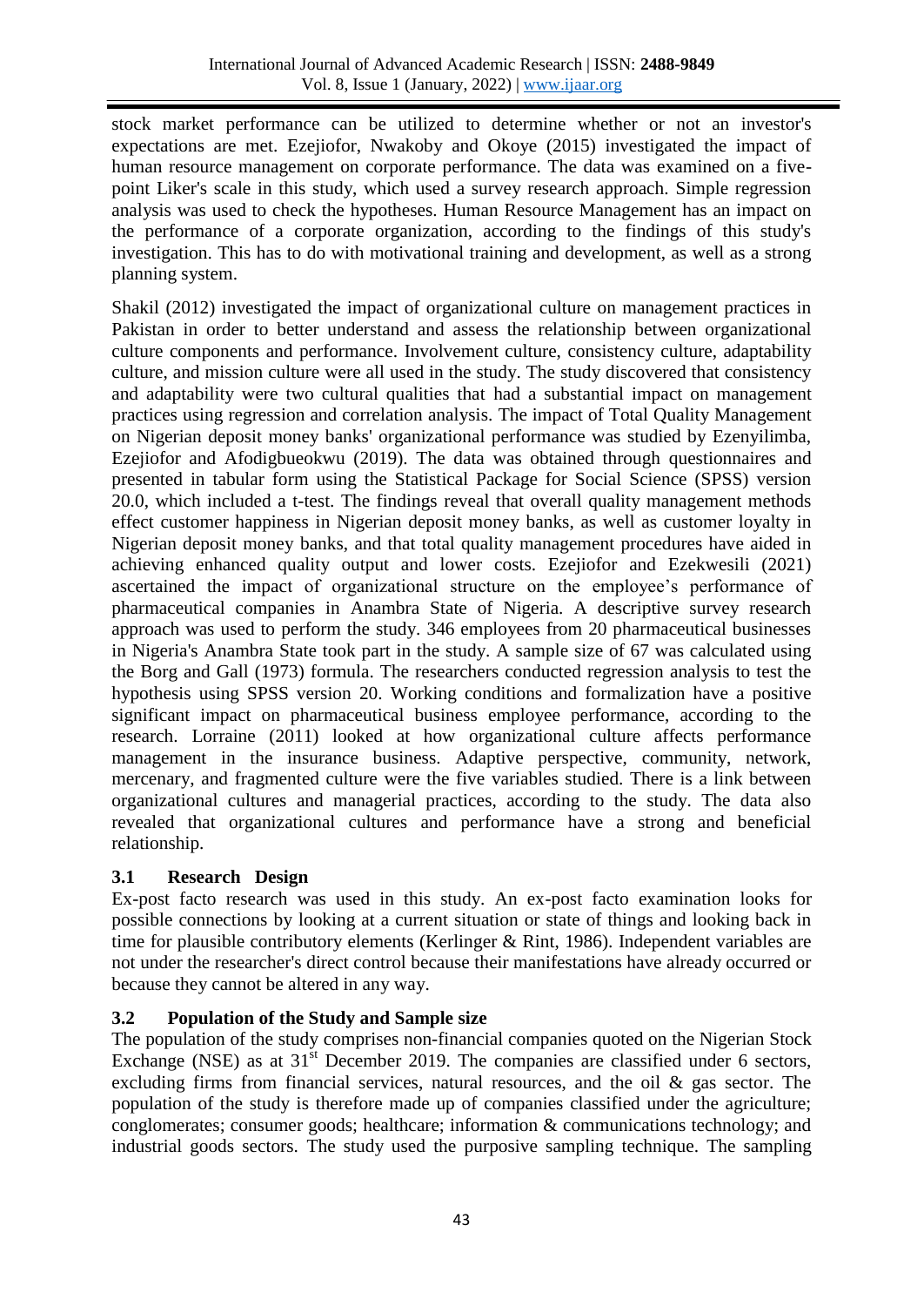stock market performance can be utilized to determine whether or not an investor's expectations are met. Ezejiofor, Nwakoby and Okoye (2015) investigated the impact of human resource management on corporate performance. The data was examined on a five-point Liker's scale in this study, which used a survey research approach. Simple regression analysis was used to check the hypotheses. Human Resource Management has an impact on the performance of a corporate organization, according to the findings of this study's investigation. This has to do with motivational training and development, as well as a strong planning system.

Shakil (2012) investigated the impact of organizational culture on management practices in Pakistan in order to better understand and assess the relationship between organizational culture components and performance. Involvement culture, consistency culture, adaptability culture, and mission culture were all used in the study. The study discovered that consistency and adaptability were two cultural qualities that had a substantial impact on management practices using regression and correlation analysis. The impact of Total Quality Management on Nigerian deposit money banks' organizational performance was studied by Ezenyilimba, Ezejiofor and Afodigbueokwu (2019). The data was obtained through questionnaires and presented in tabular form using the Statistical Package for Social Science (SPSS) version 20.0, which included a t-test. The findings reveal that overall quality management methods effect customer happiness in Nigerian deposit money banks, as well as customer loyalty in Nigerian deposit money banks, and that total quality management procedures have aided in achieving enhanced quality output and lower costs. Ezejiofor and Ezekwesili (2021) ascertained the impact of organizational structure on the employee's performance of pharmaceutical companies in Anambra State of Nigeria. A descriptive survey research approach was used to perform the study. 346 employees from 20 pharmaceutical businesses in Nigeria's Anambra State took part in the study. A sample size of 67 was calculated using the Borg and Gall (1973) formula. The researchers conducted regression analysis to test the hypothesis using SPSS version 20. Working conditions and formalization have a positive significant impact on pharmaceutical business employee performance, according to the research. Lorraine (2011) looked at how organizational culture affects performance management in the insurance business. Adaptive perspective, community, network, mercenary, and fragmented culture were the five variables studied. There is a link between organizational cultures and managerial practices, according to the study. The data also revealed that organizational cultures and performance have a strong and beneficial relationship.

### 3.1 Research Design

Ex-post facto research was used in this study. An ex-post facto examination looks for possible connections by looking at a current situation or state of things and looking back in time for plausible contributory elements (Kerlinger & Rint, 1986). Independent variables are not under the researcher's direct control because their manifestations have already occurred or because they cannot be altered in any way.

### 3.2 Population of the Study and Sample size

The population of the study comprises non-financial companies quoted on the Nigerian Stock Exchange (NSE) as at 31st December 2019. The companies are classified under 6 sectors, excluding firms from financial services, natural resources, and the oil & gas sector. The population of the study is therefore made up of companies classified under the agriculture; conglomerates; consumer goods; healthcare; information & communications technology; and industrial goods sectors. The study used the purposive sampling technique. The sampling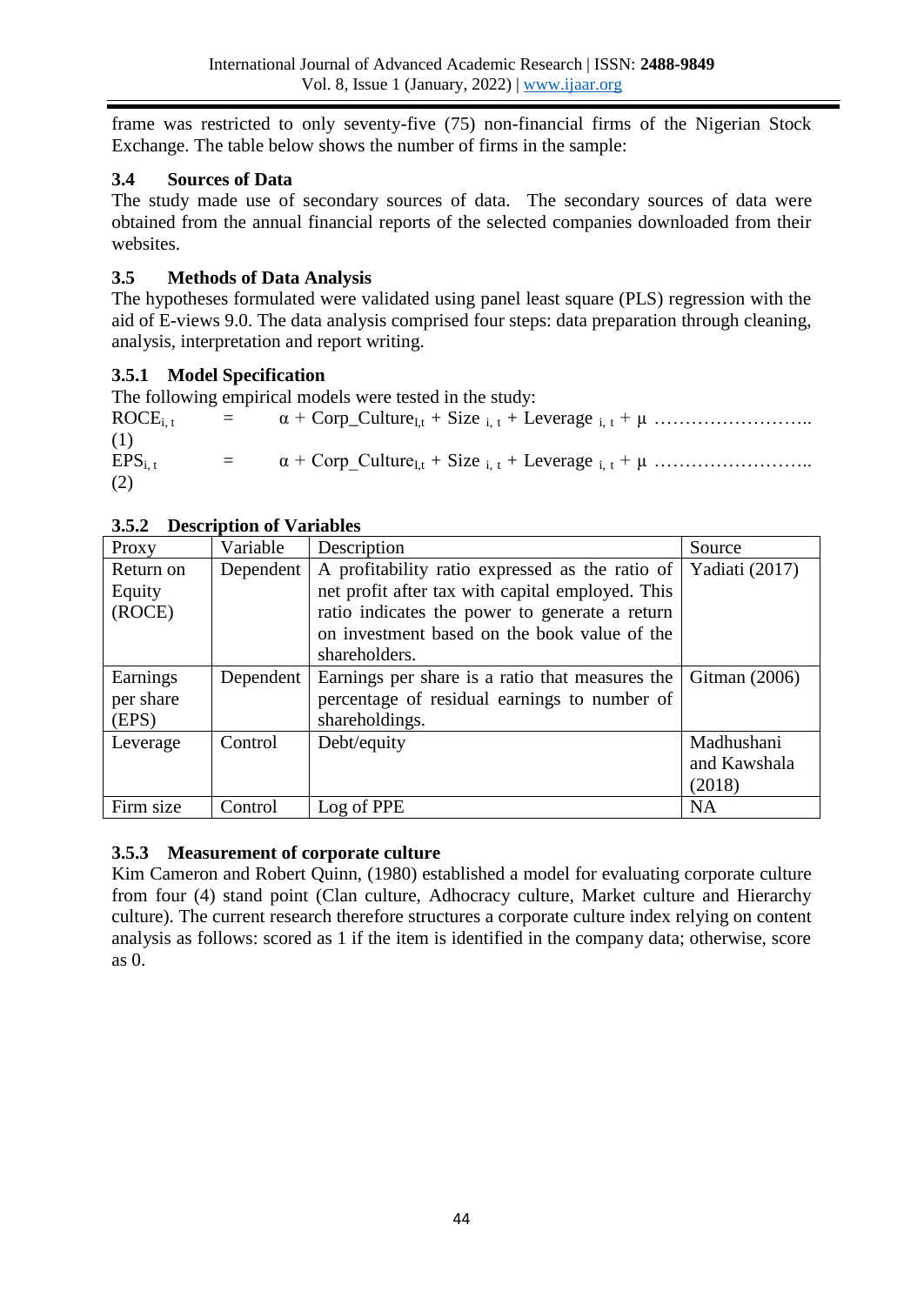frame was restricted to only seventy-five (75) non-financial firms of the Nigerian Stock Exchange. The table below shows the number of firms in the sample:

### 3.4 Sources of Data

The study made use of secondary sources of data. The secondary sources of data were obtained from the annual financial reports of the selected companies downloaded from their websites.

### 3.5 Methods of Data Analysis

The hypotheses formulated were validated using panel least square (PLS) regression with the aid of E-views 9.0. The data analysis comprised four steps: data preparation through cleaning, analysis, interpretation and report writing.

#### 3.5.1 Model Specification

The following empirical models were tested in the study:

$ROCE_{i,\,t} = \alpha + Corp\_Culture_{I,t} + Size_{\,i,\,t} + Leverage_{\,i,\,t} + \mu$ …………………….. (1)

$EPS_{i,\,t} = \alpha + Corp\_Culture_{I,t} + Size_{\,i,\,t} + Leverage_{\,i,\,t} + \mu$ …………………….. (2)

#### 3.5.2 Description of Variables

| Proxy | Variable | Description | Source |
|---|---|---|---|
| Return on Equity (ROCE) | Dependent | A profitability ratio expressed as the ratio of net profit after tax with capital employed. This ratio indicates the power to generate a return on investment based on the book value of the shareholders. | Yadiati (2017) |
| Earnings per share (EPS) | Dependent | Earnings per share is a ratio that measures the percentage of residual earnings to number of shareholdings. | Gitman (2006) |
| Leverage | Control | Debt/equity | Madhushani and Kawshala (2018) |
| Firm size | Control | Log of PPE | NA |

#### 3.5.3 Measurement of corporate culture

Kim Cameron and Robert Quinn, (1980) established a model for evaluating corporate culture from four (4) stand point (Clan culture, Adhocracy culture, Market culture and Hierarchy culture). The current research therefore structures a corporate culture index relying on content analysis as follows: scored as 1 if the item is identified in the company data; otherwise, score as 0.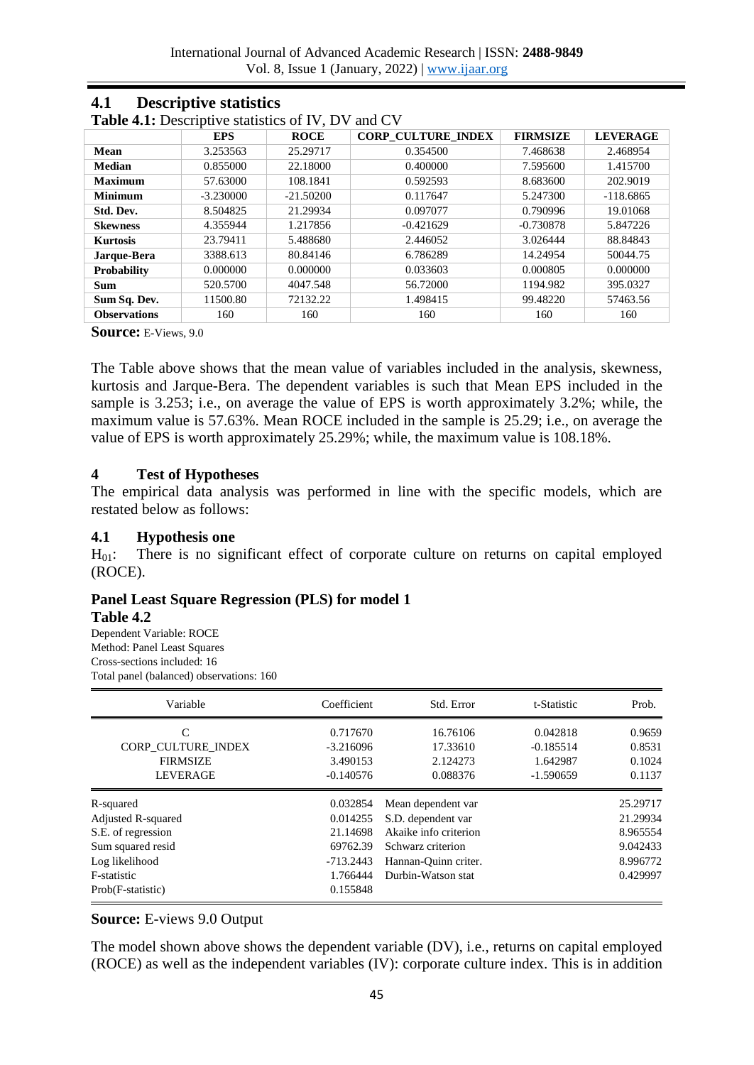## 4.1 Descriptive statistics

**Table 4.1:** Descriptive statistics of IV, DV and CV

| | EPS | ROCE | CORP_CULTURE_INDEX | FIRMSIZE | LEVERAGE |
|---|---|---|---|---|---|
| **Mean** | 3.253563 | 25.29717 | 0.354500 | 7.468638 | 2.468954 |
| **Median** | 0.855000 | 22.18000 | 0.400000 | 7.595600 | 1.415700 |
| **Maximum** | 57.63000 | 108.1841 | 0.592593 | 8.683600 | 202.9019 |
| **Minimum** | -3.230000 | -21.50200 | 0.117647 | 5.247300 | -118.6865 |
| **Std. Dev.** | 8.504825 | 21.29934 | 0.097077 | 0.790996 | 19.01068 |
| **Skewness** | 4.355944 | 1.217856 | -0.421629 | -0.730878 | 5.847226 |
| **Kurtosis** | 23.79411 | 5.488680 | 2.446052 | 3.026444 | 88.84843 |
| **Jarque-Bera** | 3388.613 | 80.84146 | 6.786289 | 14.24954 | 50044.75 |
| **Probability** | 0.000000 | 0.000000 | 0.033603 | 0.000805 | 0.000000 |
| **Sum** | 520.5700 | 4047.548 | 56.72000 | 1194.982 | 395.0327 |
| **Sum Sq. Dev.** | 11500.80 | 72132.22 | 1.498415 | 99.48220 | 57463.56 |
| **Observations** | 160 | 160 | 160 | 160 | 160 |

**Source:** E-Views, 9.0

The Table above shows that the mean value of variables included in the analysis, skewness, kurtosis and Jarque-Bera. The dependent variables is such that Mean EPS included in the sample is 3.253; i.e., on average the value of EPS is worth approximately 3.2%; while, the maximum value is 57.63%. Mean ROCE included in the sample is 25.29; i.e., on average the value of EPS is worth approximately 25.29%; while, the maximum value is 108.18%.

## 4 Test of Hypotheses

The empirical data analysis was performed in line with the specific models, which are restated below as follows:

### 4.1 Hypothesis one

$H_{01}$: There is no significant effect of corporate culture on returns on capital employed (ROCE).

### Panel Least Square Regression (PLS) for model 1

**Table 4.2**

Dependent Variable: ROCE
Method: Panel Least Squares
Cross-sections included: 16
Total panel (balanced) observations: 160

| Variable | Coefficient | Std. Error | t-Statistic | Prob. |
|---|---|---|---|---|
| C | 0.717670 | 16.76106 | 0.042818 | 0.9659 |
| CORP_CULTURE_INDEX | -3.216096 | 17.33610 | -0.185514 | 0.8531 |
| FIRMSIZE | 3.490153 | 2.124273 | 1.642987 | 0.1024 |
| LEVERAGE | -0.140576 | 0.088376 | -1.590659 | 0.1137 |

| | | | |
|---|---|---|---|
| R-squared | 0.032854 | Mean dependent var | 25.29717 |
| Adjusted R-squared | 0.014255 | S.D. dependent var | 21.29934 |
| S.E. of regression | 21.14698 | Akaike info criterion | 8.965554 |
| Sum squared resid | 69762.39 | Schwarz criterion | 9.042433 |
| Log likelihood | -713.2443 | Hannan-Quinn criter. | 8.996772 |
| F-statistic | 1.766444 | Durbin-Watson stat | 0.429997 |
| Prob(F-statistic) | 0.155848 | | |

**Source:** E-views 9.0 Output

The model shown above shows the dependent variable (DV), i.e., returns on capital employed (ROCE) as well as the independent variables (IV): corporate culture index. This is in addition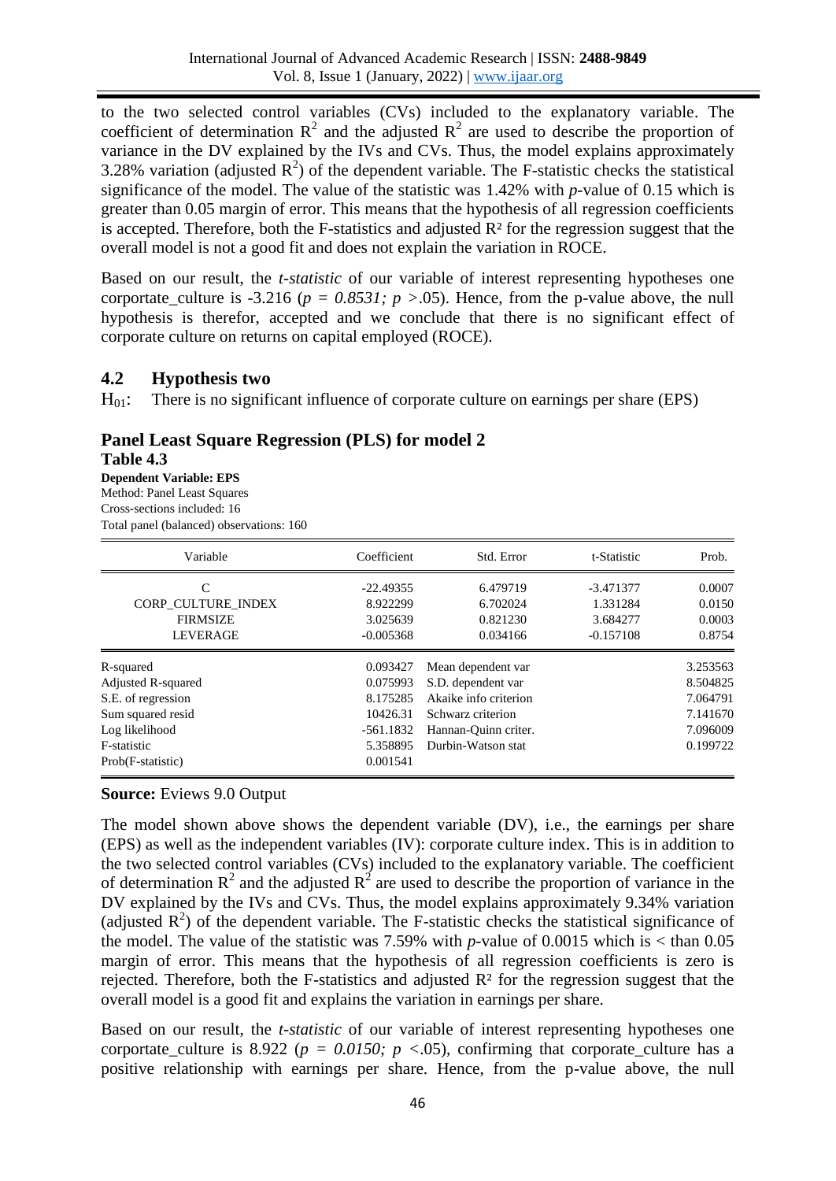to the two selected control variables (CVs) included to the explanatory variable. The coefficient of determination $R^2$ and the adjusted $R^2$ are used to describe the proportion of variance in the DV explained by the IVs and CVs. Thus, the model explains approximately 3.28% variation (adjusted $R^2$) of the dependent variable. The F-statistic checks the statistical significance of the model. The value of the statistic was 1.42% with *p*-value of 0.15 which is greater than 0.05 margin of error. This means that the hypothesis of all regression coefficients is accepted. Therefore, both the F-statistics and adjusted $R^2$ for the regression suggest that the overall model is not a good fit and does not explain the variation in ROCE.

Based on our result, the *t-statistic* of our variable of interest representing hypotheses one corportate_culture is -3.216 (*p = 0.8531; p* >.05). Hence, from the p-value above, the null hypothesis is therefor, accepted and we conclude that there is no significant effect of corporate culture on returns on capital employed (ROCE).

## 4.2 Hypothesis two

$H_{01}$: There is no significant influence of corporate culture on earnings per share (EPS)

### Panel Least Square Regression (PLS) for model 2

**Table 4.3**

**Dependent Variable: EPS**
Method: Panel Least Squares
Cross-sections included: 16
Total panel (balanced) observations: 160

| Variable | Coefficient | Std. Error | t-Statistic | Prob. |
|---|---|---|---|---|
| C | -22.49355 | 6.479719 | -3.471377 | 0.0007 |
| CORP_CULTURE_INDEX | 8.922299 | 6.702024 | 1.331284 | 0.0150 |
| FIRMSIZE | 3.025639 | 0.821230 | 3.684277 | 0.0003 |
| LEVERAGE | -0.005368 | 0.034166 | -0.157108 | 0.8754 |
| R-squared | 0.093427 | Mean dependent var | | 3.253563 |
| Adjusted R-squared | 0.075993 | S.D. dependent var | | 8.504825 |
| S.E. of regression | 8.175285 | Akaike info criterion | | 7.064791 |
| Sum squared resid | 10426.31 | Schwarz criterion | | 7.141670 |
| Log likelihood | -561.1832 | Hannan-Quinn criter. | | 7.096009 |
| F-statistic | 5.358895 | Durbin-Watson stat | | 0.199722 |
| Prob(F-statistic) | 0.001541 | | | |

**Source:** Eviews 9.0 Output

The model shown above shows the dependent variable (DV), i.e., the earnings per share (EPS) as well as the independent variables (IV): corporate culture index. This is in addition to the two selected control variables (CVs) included to the explanatory variable. The coefficient of determination $R^2$ and the adjusted $R^2$ are used to describe the proportion of variance in the DV explained by the IVs and CVs. Thus, the model explains approximately 9.34% variation (adjusted $R^2$) of the dependent variable. The F-statistic checks the statistical significance of the model. The value of the statistic was 7.59% with *p*-value of 0.0015 which is < than 0.05 margin of error. This means that the hypothesis of all regression coefficients is zero is rejected. Therefore, both the F-statistics and adjusted $R^2$ for the regression suggest that the overall model is a good fit and explains the variation in earnings per share.

Based on our result, the *t-statistic* of our variable of interest representing hypotheses one corportate_culture is 8.922 (*p = 0.0150; p* <.05), confirming that corporate_culture has a positive relationship with earnings per share. Hence, from the p-value above, the null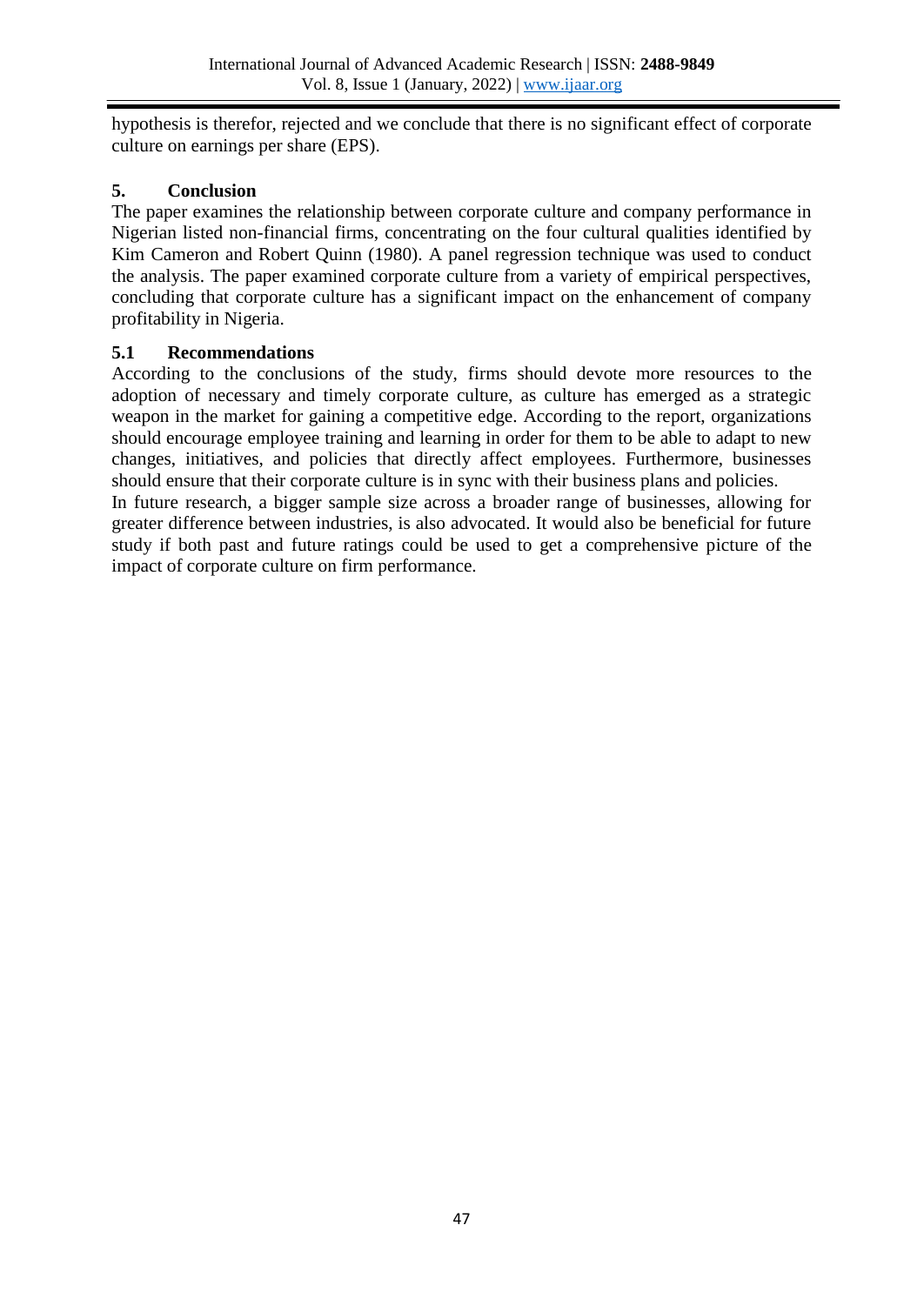hypothesis is therefor, rejected and we conclude that there is no significant effect of corporate culture on earnings per share (EPS).

## 5. Conclusion

The paper examines the relationship between corporate culture and company performance in Nigerian listed non-financial firms, concentrating on the four cultural qualities identified by Kim Cameron and Robert Quinn (1980). A panel regression technique was used to conduct the analysis. The paper examined corporate culture from a variety of empirical perspectives, concluding that corporate culture has a significant impact on the enhancement of company profitability in Nigeria.

### 5.1 Recommendations

According to the conclusions of the study, firms should devote more resources to the adoption of necessary and timely corporate culture, as culture has emerged as a strategic weapon in the market for gaining a competitive edge. According to the report, organizations should encourage employee training and learning in order for them to be able to adapt to new changes, initiatives, and policies that directly affect employees. Furthermore, businesses should ensure that their corporate culture is in sync with their business plans and policies.

In future research, a bigger sample size across a broader range of businesses, allowing for greater difference between industries, is also advocated. It would also be beneficial for future study if both past and future ratings could be used to get a comprehensive picture of the impact of corporate culture on firm performance.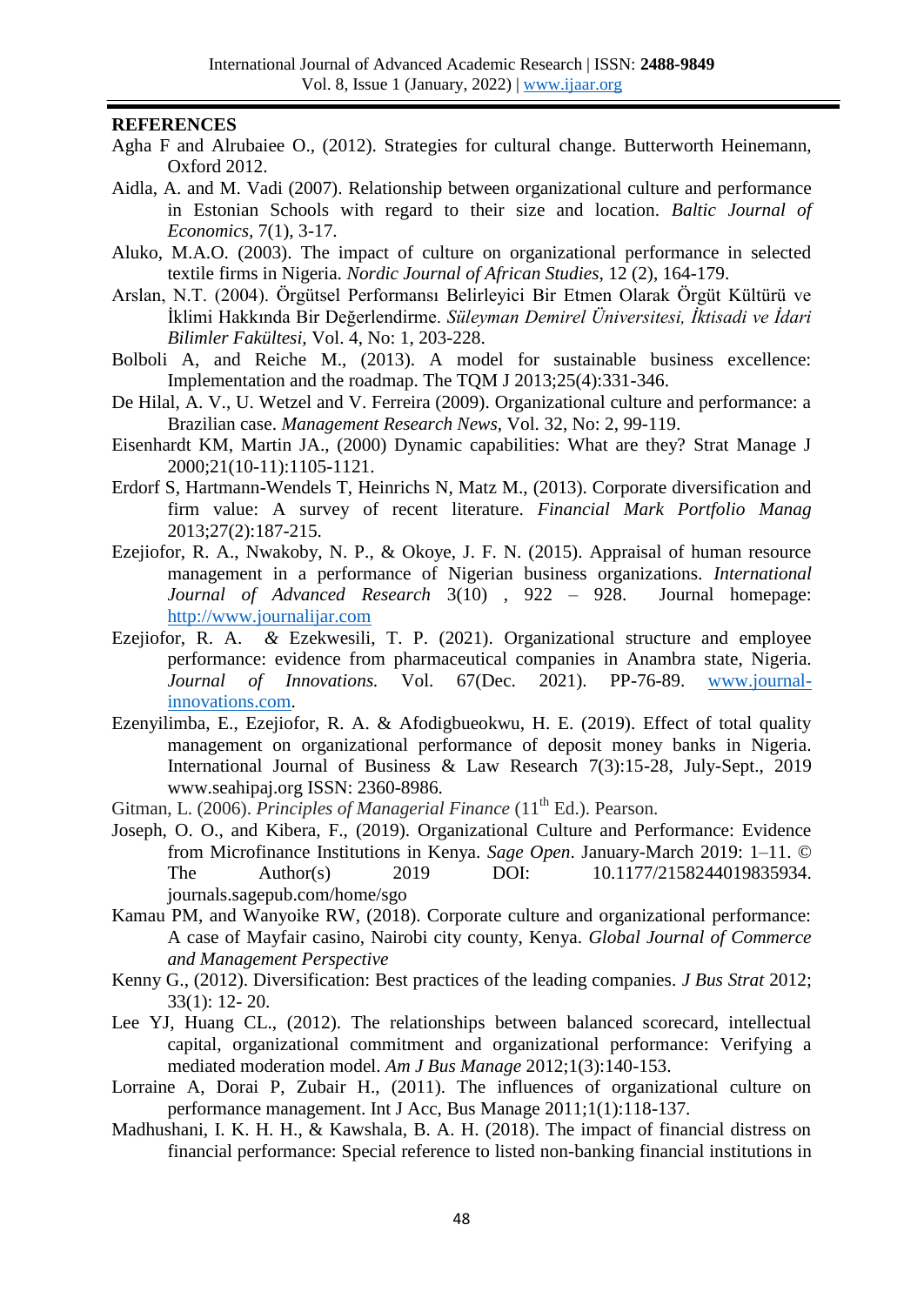**REFERENCES**

Agha F and Alrubaiee O., (2012). Strategies for cultural change. Butterworth Heinemann, Oxford 2012.

Aidla, A. and M. Vadi (2007). Relationship between organizational culture and performance in Estonian Schools with regard to their size and location. *Baltic Journal of Economics,* 7(1), 3-17.

Aluko, M.A.O. (2003). The impact of culture on organizational performance in selected textile firms in Nigeria. *Nordic Journal of African Studies,* 12 (2), 164-179.

Arslan, N.T. (2004). Örgütsel Performansı Belirleyici Bir Etmen Olarak Örgüt Kültürü ve İklimi Hakkında Bir Değerlendirme. *Süleyman Demirel Üniversitesi, İktisadi ve İdari Bilimler Fakültesi,* Vol. 4, No: 1, 203-228.

Bolboli A, and Reiche M., (2013). A model for sustainable business excellence: Implementation and the roadmap. The TQM J 2013;25(4):331-346.

De Hilal, A. V., U. Wetzel and V. Ferreira (2009). Organizational culture and performance: a Brazilian case. *Management Research News,* Vol. 32, No: 2, 99-119.

Eisenhardt KM, Martin JA., (2000) Dynamic capabilities: What are they? Strat Manage J 2000;21(10-11):1105-1121.

Erdorf S, Hartmann-Wendels T, Heinrichs N, Matz M., (2013). Corporate diversification and firm value: A survey of recent literature. *Financial Mark Portfolio Manag* 2013;27(2):187-215.

Ezejiofor, R. A., Nwakoby, N. P., & Okoye, J. F. N. (2015). Appraisal of human resource management in a performance of Nigerian business organizations. *International Journal of Advanced Research* 3(10) , 922 – 928. Journal homepage: http://www.journalijar.com

Ezejiofor, R. A. & Ezekwesili, T. P. (2021). Organizational structure and employee performance: evidence from pharmaceutical companies in Anambra state, Nigeria. *Journal of Innovations.* Vol. 67(Dec. 2021). PP-76-89. www.journal-innovations.com.

Ezenyilimba, E., Ezejiofor, R. A. & Afodigbueokwu, H. E. (2019). Effect of total quality management on organizational performance of deposit money banks in Nigeria. International Journal of Business & Law Research 7(3):15-28, July-Sept., 2019 www.seahipaj.org ISSN: 2360-8986.

Gitman, L. (2006). *Principles of Managerial Finance* (11th Ed.). Pearson.

Joseph, O. O., and Kibera, F., (2019). Organizational Culture and Performance: Evidence from Microfinance Institutions in Kenya. *Sage Open*. January-March 2019: 1–11. © The Author(s) 2019 DOI: 10.1177/2158244019835934. journals.sagepub.com/home/sgo

Kamau PM, and Wanyoike RW, (2018). Corporate culture and organizational performance: A case of Mayfair casino, Nairobi city county, Kenya. *Global Journal of Commerce and Management Perspective*

Kenny G., (2012). Diversification: Best practices of the leading companies. *J Bus Strat* 2012; 33(1): 12- 20.

Lee YJ, Huang CL., (2012). The relationships between balanced scorecard, intellectual capital, organizational commitment and organizational performance: Verifying a mediated moderation model. *Am J Bus Manage* 2012;1(3):140-153.

Lorraine A, Dorai P, Zubair H., (2011). The influences of organizational culture on performance management. Int J Acc, Bus Manage 2011;1(1):118-137.

Madhushani, I. K. H. H., & Kawshala, B. A. H. (2018). The impact of financial distress on financial performance: Special reference to listed non-banking financial institutions in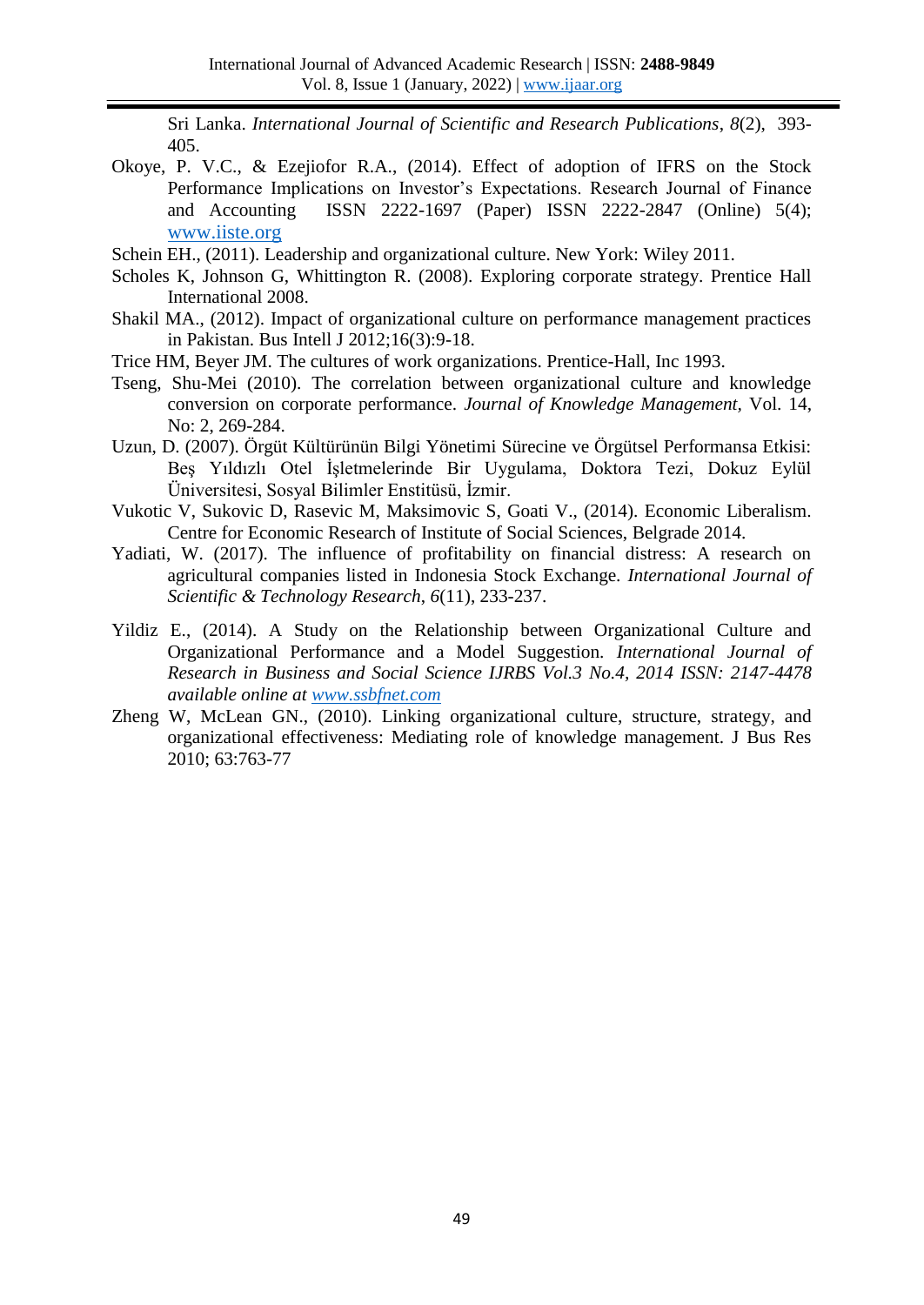Sri Lanka. *International Journal of Scientific and Research Publications*, *8*(2), 393-405.

Okoye, P. V.C., & Ezejiofor R.A., (2014). Effect of adoption of IFRS on the Stock Performance Implications on Investor's Expectations. Research Journal of Finance and Accounting ISSN 2222-1697 (Paper) ISSN 2222-2847 (Online) 5(4); www.iiste.org

Schein EH., (2011). Leadership and organizational culture. New York: Wiley 2011.

Scholes K, Johnson G, Whittington R. (2008). Exploring corporate strategy. Prentice Hall International 2008.

Shakil MA., (2012). Impact of organizational culture on performance management practices in Pakistan. Bus Intell J 2012;16(3):9-18.

Trice HM, Beyer JM. The cultures of work organizations. Prentice-Hall, Inc 1993.

Tseng, Shu-Mei (2010). The correlation between organizational culture and knowledge conversion on corporate performance. *Journal of Knowledge Management*, Vol. 14, No: 2, 269-284.

Uzun, D. (2007). Örgüt Kültürünün Bilgi Yönetimi Sürecine ve Örgütsel Performansa Etkisi: Beş Yıldızlı Otel İşletmelerinde Bir Uygulama, Doktora Tezi, Dokuz Eylül Üniversitesi, Sosyal Bilimler Enstitüsü, İzmir.

Vukotic V, Sukovic D, Rasevic M, Maksimovic S, Goati V., (2014). Economic Liberalism. Centre for Economic Research of Institute of Social Sciences, Belgrade 2014.

Yadiati, W. (2017). The influence of profitability on financial distress: A research on agricultural companies listed in Indonesia Stock Exchange. *International Journal of Scientific & Technology Research*, *6*(11), 233-237.

Yildiz E., (2014). A Study on the Relationship between Organizational Culture and Organizational Performance and a Model Suggestion. *International Journal of Research in Business and Social Science IJRBS Vol.3 No.4, 2014 ISSN: 2147-4478 available online at www.ssbfnet.com*

Zheng W, McLean GN., (2010). Linking organizational culture, structure, strategy, and organizational effectiveness: Mediating role of knowledge management. J Bus Res 2010; 63:763-77